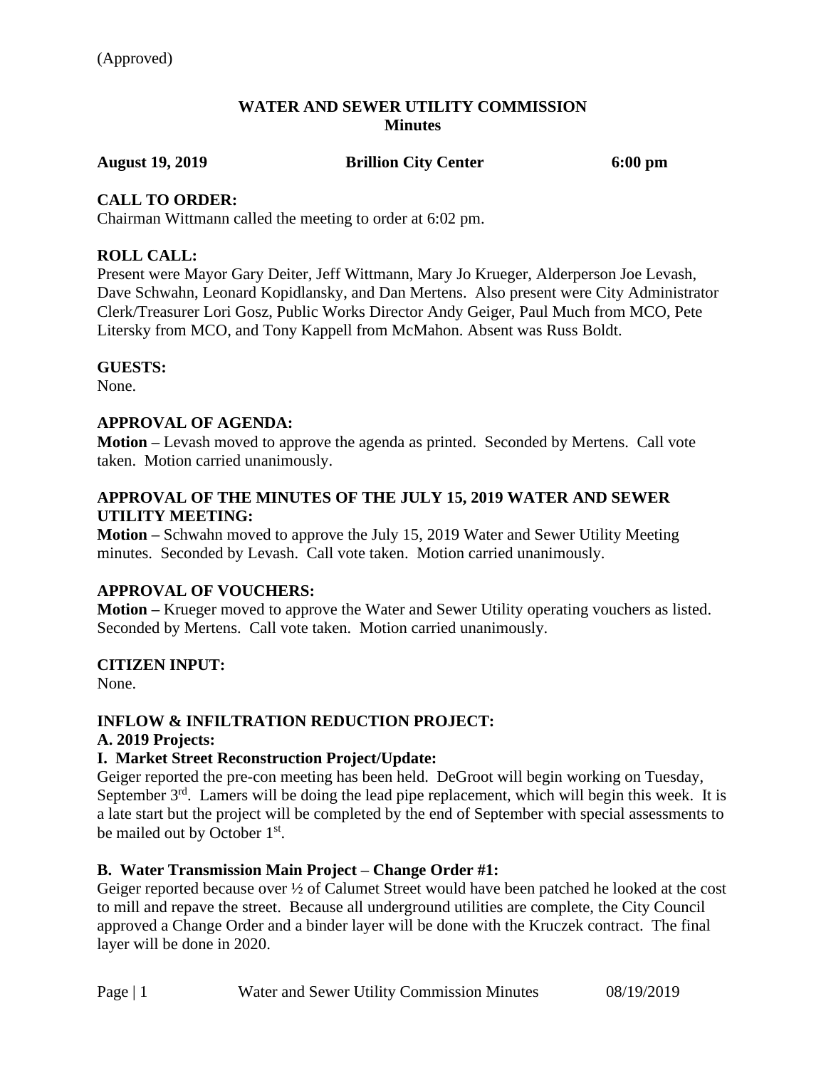(Approved)

**WATER AND SEWER UTILITY COMMISSION**
**Minutes**

**August 19, 2019** **Brillion City Center** **6:00 pm**

**CALL TO ORDER:**
Chairman Wittmann called the meeting to order at 6:02 pm.

**ROLL CALL:**
Present were Mayor Gary Deiter, Jeff Wittmann, Mary Jo Krueger, Alderperson Joe Levash, Dave Schwahn, Leonard Kopidlansky, and Dan Mertens. Also present were City Administrator Clerk/Treasurer Lori Gosz, Public Works Director Andy Geiger, Paul Much from MCO, Pete Litersky from MCO, and Tony Kappell from McMahon. Absent was Russ Boldt.

**GUESTS:**
None.

**APPROVAL OF AGENDA:**
**Motion –** Levash moved to approve the agenda as printed. Seconded by Mertens. Call vote taken. Motion carried unanimously.

**APPROVAL OF THE MINUTES OF THE JULY 15, 2019 WATER AND SEWER UTILITY MEETING:**
**Motion –** Schwahn moved to approve the July 15, 2019 Water and Sewer Utility Meeting minutes. Seconded by Levash. Call vote taken. Motion carried unanimously.

**APPROVAL OF VOUCHERS:**
**Motion –** Krueger moved to approve the Water and Sewer Utility operating vouchers as listed. Seconded by Mertens. Call vote taken. Motion carried unanimously.

**CITIZEN INPUT:**
None.

**INFLOW & INFILTRATION REDUCTION PROJECT:**
**A. 2019 Projects:**
**I. Market Street Reconstruction Project/Update:**
Geiger reported the pre-con meeting has been held. DeGroot will begin working on Tuesday, September 3rd. Lamers will be doing the lead pipe replacement, which will begin this week. It is a late start but the project will be completed by the end of September with special assessments to be mailed out by October 1st.

**B. Water Transmission Main Project – Change Order #1:**
Geiger reported because over ½ of Calumet Street would have been patched he looked at the cost to mill and repave the street. Because all underground utilities are complete, the City Council approved a Change Order and a binder layer will be done with the Kruczek contract. The final layer will be done in 2020.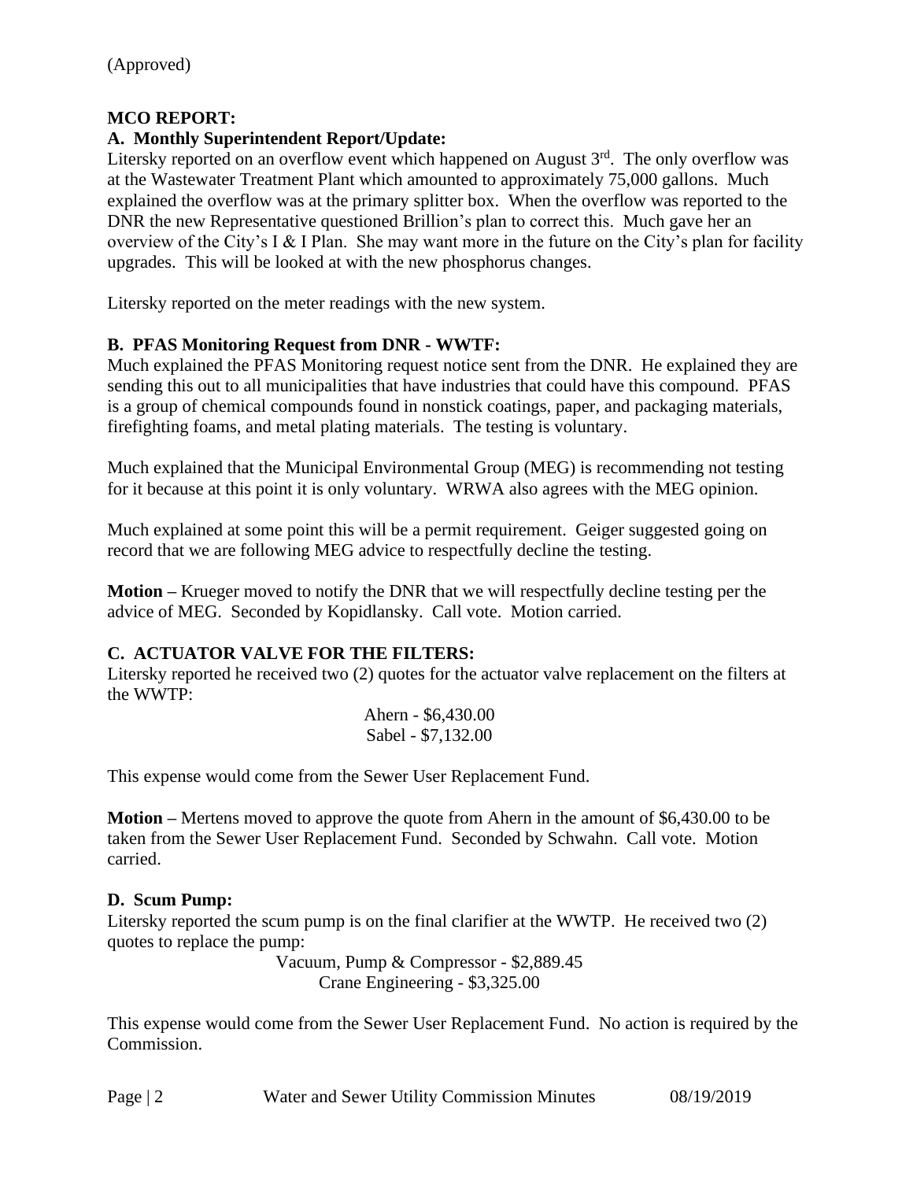(Approved)

**MCO REPORT:**

**A. Monthly Superintendent Report/Update:**

Litersky reported on an overflow event which happened on August 3rd. The only overflow was at the Wastewater Treatment Plant which amounted to approximately 75,000 gallons. Much explained the overflow was at the primary splitter box. When the overflow was reported to the DNR the new Representative questioned Brillion's plan to correct this. Much gave her an overview of the City's I & I Plan. She may want more in the future on the City's plan for facility upgrades. This will be looked at with the new phosphorus changes.

Litersky reported on the meter readings with the new system.

**B. PFAS Monitoring Request from DNR - WWTF:**

Much explained the PFAS Monitoring request notice sent from the DNR. He explained they are sending this out to all municipalities that have industries that could have this compound. PFAS is a group of chemical compounds found in nonstick coatings, paper, and packaging materials, firefighting foams, and metal plating materials. The testing is voluntary.

Much explained that the Municipal Environmental Group (MEG) is recommending not testing for it because at this point it is only voluntary. WRWA also agrees with the MEG opinion.

Much explained at some point this will be a permit requirement. Geiger suggested going on record that we are following MEG advice to respectfully decline the testing.

**Motion –** Krueger moved to notify the DNR that we will respectfully decline testing per the advice of MEG. Seconded by Kopidlansky. Call vote. Motion carried.

**C. ACTUATOR VALVE FOR THE FILTERS:**

Litersky reported he received two (2) quotes for the actuator valve replacement on the filters at the WWTP:

Ahern - $6,430.00
Sabel - $7,132.00

This expense would come from the Sewer User Replacement Fund.

**Motion –** Mertens moved to approve the quote from Ahern in the amount of $6,430.00 to be taken from the Sewer User Replacement Fund. Seconded by Schwahn. Call vote. Motion carried.

**D. Scum Pump:**

Litersky reported the scum pump is on the final clarifier at the WWTP. He received two (2) quotes to replace the pump:

Vacuum, Pump & Compressor - $2,889.45
Crane Engineering - $3,325.00

This expense would come from the Sewer User Replacement Fund. No action is required by the Commission.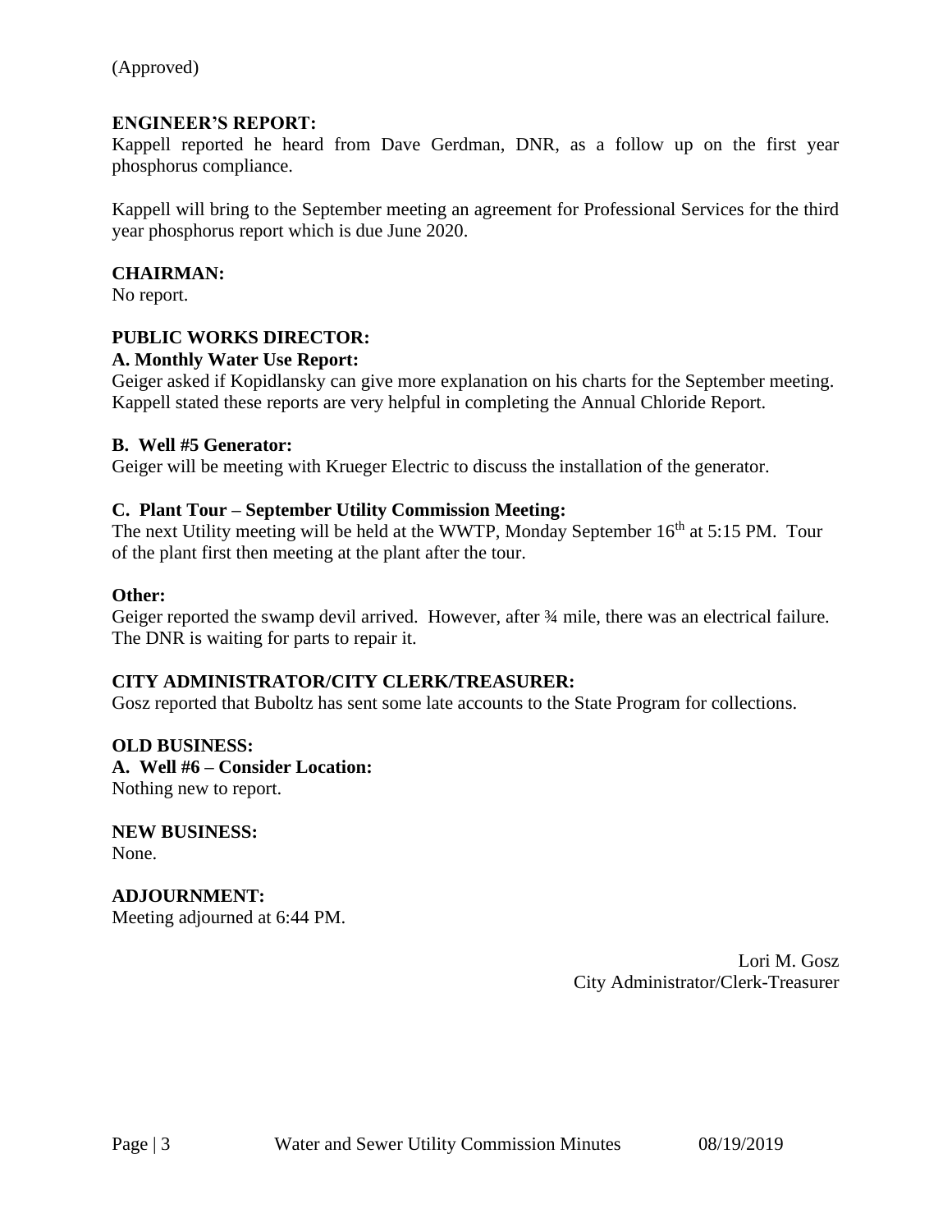(Approved)

**ENGINEER'S REPORT:**

Kappell reported he heard from Dave Gerdman, DNR, as a follow up on the first year phosphorus compliance.

Kappell will bring to the September meeting an agreement for Professional Services for the third year phosphorus report which is due June 2020.

**CHAIRMAN:**

No report.

**PUBLIC WORKS DIRECTOR:**

**A. Monthly Water Use Report:**

Geiger asked if Kopidlansky can give more explanation on his charts for the September meeting. Kappell stated these reports are very helpful in completing the Annual Chloride Report.

**B. Well #5 Generator:**

Geiger will be meeting with Krueger Electric to discuss the installation of the generator.

**C. Plant Tour – September Utility Commission Meeting:**

The next Utility meeting will be held at the WWTP, Monday September 16th at 5:15 PM. Tour of the plant first then meeting at the plant after the tour.

**Other:**

Geiger reported the swamp devil arrived. However, after ¾ mile, there was an electrical failure. The DNR is waiting for parts to repair it.

**CITY ADMINISTRATOR/CITY CLERK/TREASURER:**

Gosz reported that Buboltz has sent some late accounts to the State Program for collections.

**OLD BUSINESS:**

**A. Well #6 – Consider Location:**

Nothing new to report.

**NEW BUSINESS:**

None.

**ADJOURNMENT:**

Meeting adjourned at 6:44 PM.

Lori M. Gosz
City Administrator/Clerk-Treasurer